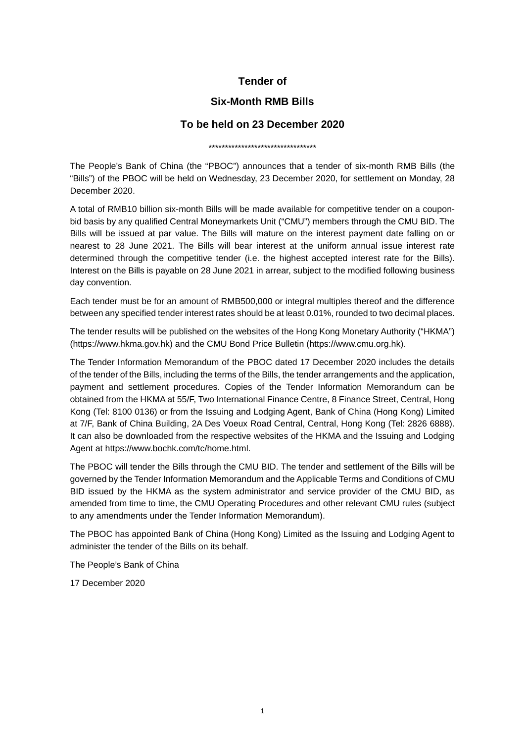# Tender of

# Six-Month RMB Bills

# To be held on 23 December 2020

*********************************

The People's Bank of China (the "PBOC") announces that a tender of six-month RMB Bills (the "Bills") of the PBOC will be held on Wednesday, 23 December 2020, for settlement on Monday, 28 December 2020.

A total of RMB10 billion six-month Bills will be made available for competitive tender on a coupon-bid basis by any qualified Central Moneymarkets Unit ("CMU") members through the CMU BID. The Bills will be issued at par value. The Bills will mature on the interest payment date falling on or nearest to 28 June 2021. The Bills will bear interest at the uniform annual issue interest rate determined through the competitive tender (i.e. the highest accepted interest rate for the Bills). Interest on the Bills is payable on 28 June 2021 in arrear, subject to the modified following business day convention.

Each tender must be for an amount of RMB500,000 or integral multiples thereof and the difference between any specified tender interest rates should be at least 0.01%, rounded to two decimal places.

The tender results will be published on the websites of the Hong Kong Monetary Authority ("HKMA") (https://www.hkma.gov.hk) and the CMU Bond Price Bulletin (https://www.cmu.org.hk).

The Tender Information Memorandum of the PBOC dated 17 December 2020 includes the details of the tender of the Bills, including the terms of the Bills, the tender arrangements and the application, payment and settlement procedures. Copies of the Tender Information Memorandum can be obtained from the HKMA at 55/F, Two International Finance Centre, 8 Finance Street, Central, Hong Kong (Tel: 8100 0136) or from the Issuing and Lodging Agent, Bank of China (Hong Kong) Limited at 7/F, Bank of China Building, 2A Des Voeux Road Central, Central, Hong Kong (Tel: 2826 6888). It can also be downloaded from the respective websites of the HKMA and the Issuing and Lodging Agent at https://www.bochk.com/tc/home.html.

The PBOC will tender the Bills through the CMU BID. The tender and settlement of the Bills will be governed by the Tender Information Memorandum and the Applicable Terms and Conditions of CMU BID issued by the HKMA as the system administrator and service provider of the CMU BID, as amended from time to time, the CMU Operating Procedures and other relevant CMU rules (subject to any amendments under the Tender Information Memorandum).

The PBOC has appointed Bank of China (Hong Kong) Limited as the Issuing and Lodging Agent to administer the tender of the Bills on its behalf.

The People's Bank of China

17 December 2020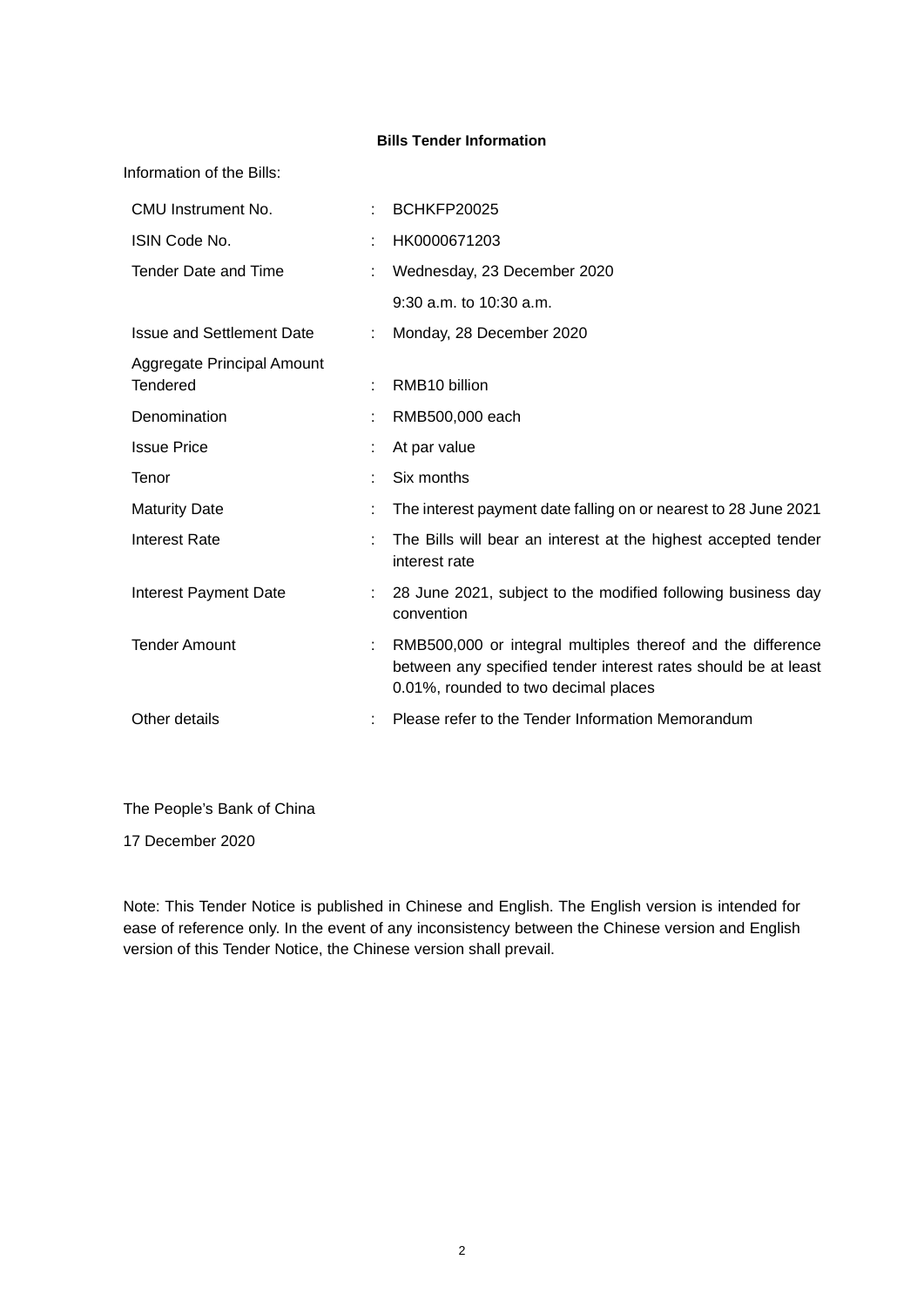**Bills Tender Information**

Information of the Bills:

| | | |
|---|---|---|
| CMU Instrument No. | : | BCHKFP20025 |
| ISIN Code No. | : | HK0000671203 |
| Tender Date and Time | : | Wednesday, 23 December 2020<br>9:30 a.m. to 10:30 a.m. |
| Issue and Settlement Date | : | Monday, 28 December 2020 |
| Aggregate Principal Amount Tendered | : | RMB10 billion |
| Denomination | : | RMB500,000 each |
| Issue Price | : | At par value |
| Tenor | : | Six months |
| Maturity Date | : | The interest payment date falling on or nearest to 28 June 2021 |
| Interest Rate | : | The Bills will bear an interest at the highest accepted tender interest rate |
| Interest Payment Date | : | 28 June 2021, subject to the modified following business day convention |
| Tender Amount | : | RMB500,000 or integral multiples thereof and the difference between any specified tender interest rates should be at least 0.01%, rounded to two decimal places |
| Other details | : | Please refer to the Tender Information Memorandum |

The People's Bank of China

17 December 2020

Note: This Tender Notice is published in Chinese and English. The English version is intended for ease of reference only. In the event of any inconsistency between the Chinese version and English version of this Tender Notice, the Chinese version shall prevail.